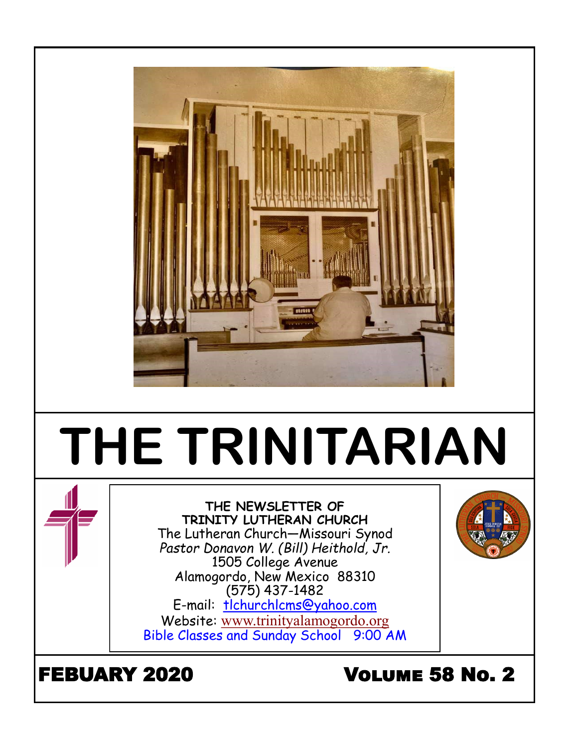# THE TRINITARIAN

**THE NEWSLETTER OF**
**TRINITY LUTHERAN CHURCH**
The Lutheran Church—Missouri Synod
*Pastor Donavon W. (Bill) Heithold, Jr.*
1505 College Avenue
Alamogordo, New Mexico 88310
(575) 437-1482
E-mail: tlchurchlcms@yahoo.com
Website: www.trinityalamogordo.org
Bible Classes and Sunday School 9:00 AM

## FEBUARY 2020

## VOLUME 58 NO. 2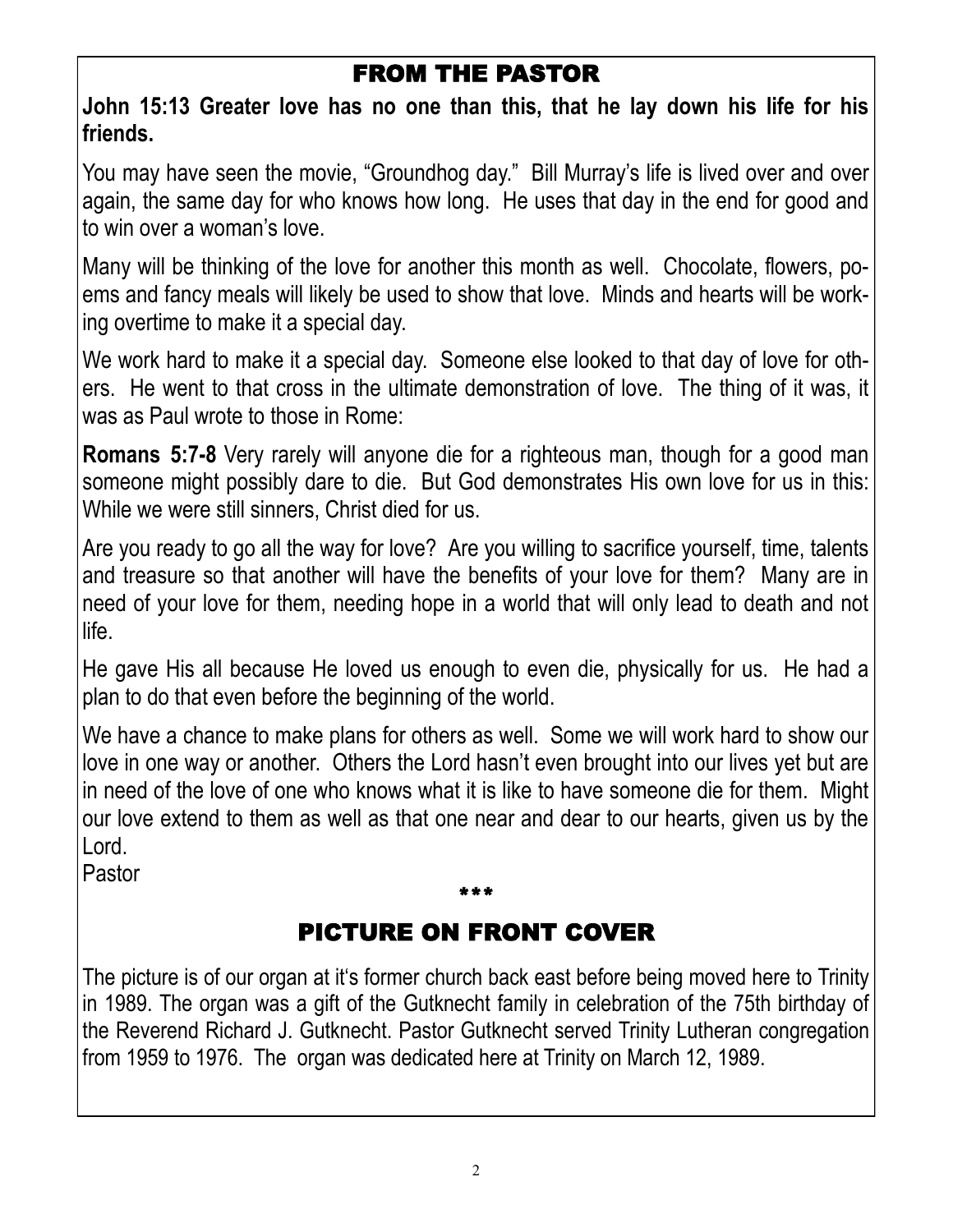## FROM THE PASTOR

**John 15:13 Greater love has no one than this, that he lay down his life for his friends.**

You may have seen the movie, “Groundhog day.” Bill Murray’s life is lived over and over again, the same day for who knows how long. He uses that day in the end for good and to win over a woman’s love.

Many will be thinking of the love for another this month as well. Chocolate, flowers, poems and fancy meals will likely be used to show that love. Minds and hearts will be working overtime to make it a special day.

We work hard to make it a special day. Someone else looked to that day of love for others. He went to that cross in the ultimate demonstration of love. The thing of it was, it was as Paul wrote to those in Rome:

**Romans 5:7-8** Very rarely will anyone die for a righteous man, though for a good man someone might possibly dare to die. But God demonstrates His own love for us in this: While we were still sinners, Christ died for us.

Are you ready to go all the way for love? Are you willing to sacrifice yourself, time, talents and treasure so that another will have the benefits of your love for them? Many are in need of your love for them, needing hope in a world that will only lead to death and not life.

He gave His all because He loved us enough to even die, physically for us. He had a plan to do that even before the beginning of the world.

We have a chance to make plans for others as well. Some we will work hard to show our love in one way or another. Others the Lord hasn’t even brought into our lives yet but are in need of the love of one who knows what it is like to have someone die for them. Might our love extend to them as well as that one near and dear to our hearts, given us by the Lord.

Pastor

***

## PICTURE ON FRONT COVER

The picture is of our organ at it's former church back east before being moved here to Trinity in 1989. The organ was a gift of the Gutknecht family in celebration of the 75th birthday of the Reverend Richard J. Gutknecht. Pastor Gutknecht served Trinity Lutheran congregation from 1959 to 1976. The organ was dedicated here at Trinity on March 12, 1989.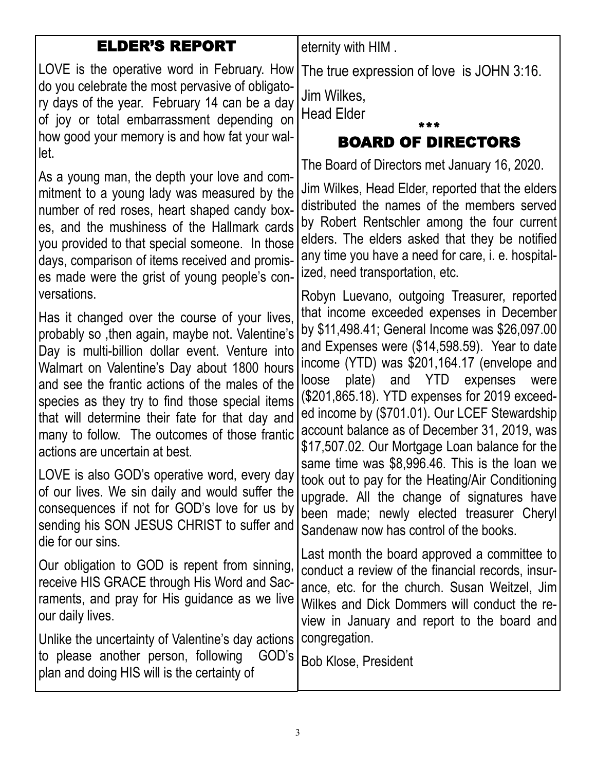## ELDER'S REPORT

LOVE is the operative word in February. How do you celebrate the most pervasive of obligatory days of the year. February 14 can be a day of joy or total embarrassment depending on how good your memory is and how fat your wallet.

As a young man, the depth your love and commitment to a young lady was measured by the number of red roses, heart shaped candy boxes, and the mushiness of the Hallmark cards you provided to that special someone. In those days, comparison of items received and promises made were the grist of young people's conversations.

Has it changed over the course of your lives, probably so ,then again, maybe not. Valentine's Day is multi-billion dollar event. Venture into Walmart on Valentine's Day about 1800 hours and see the frantic actions of the males of the species as they try to find those special items that will determine their fate for that day and many to follow. The outcomes of those frantic actions are uncertain at best.

LOVE is also GOD's operative word, every day of our lives. We sin daily and would suffer the consequences if not for GOD's love for us by sending his SON JESUS CHRIST to suffer and die for our sins.

Our obligation to GOD is repent from sinning, receive HIS GRACE through His Word and Sacraments, and pray for His guidance as we live our daily lives.

Unlike the uncertainty of Valentine's day actions to please another person, following GOD's plan and doing HIS will is the certainty of eternity with HIM .

The true expression of love is JOHN 3:16.

Jim Wilkes,
Head Elder

\*\*\*

## BOARD OF DIRECTORS

The Board of Directors met January 16, 2020.

Jim Wilkes, Head Elder, reported that the elders distributed the names of the members served by Robert Rentschler among the four current elders. The elders asked that they be notified any time you have a need for care, i. e. hospitalized, need transportation, etc.

Robyn Luevano, outgoing Treasurer, reported that income exceeded expenses in December by $11,498.41; General Income was $26,097.00 and Expenses were ($14,598.59). Year to date income (YTD) was $201,164.17 (envelope and loose plate) and YTD expenses were ($201,865.18). YTD expenses for 2019 exceeded income by ($701.01). Our LCEF Stewardship account balance as of December 31, 2019, was $17,507.02. Our Mortgage Loan balance for the same time was $8,996.46. This is the loan we took out to pay for the Heating/Air Conditioning upgrade. All the change of signatures have been made; newly elected treasurer Cheryl Sandenaw now has control of the books.

Last month the board approved a committee to conduct a review of the financial records, insurance, etc. for the church. Susan Weitzel, Jim Wilkes and Dick Dommers will conduct the review in January and report to the board and congregation.

Bob Klose, President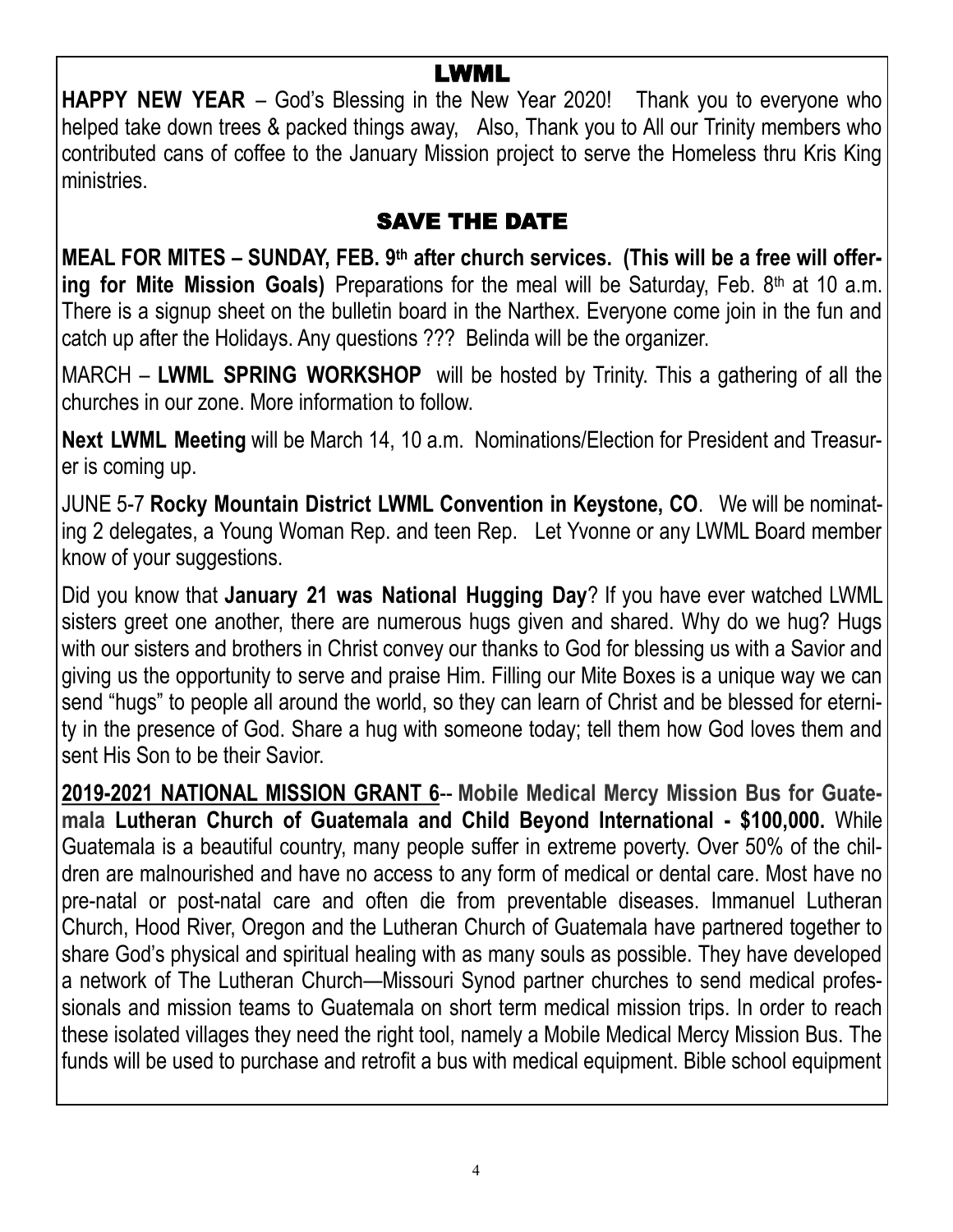## LWML

**HAPPY NEW YEAR** – God's Blessing in the New Year 2020! Thank you to everyone who helped take down trees & packed things away, Also, Thank you to All our Trinity members who contributed cans of coffee to the January Mission project to serve the Homeless thru Kris King ministries.

## SAVE THE DATE

**MEAL FOR MITES – SUNDAY, FEB. 9th after church services. (This will be a free will offering for Mite Mission Goals)** Preparations for the meal will be Saturday, Feb. 8th at 10 a.m. There is a signup sheet on the bulletin board in the Narthex. Everyone come join in the fun and catch up after the Holidays. Any questions ??? Belinda will be the organizer.

MARCH – **LWML SPRING WORKSHOP** will be hosted by Trinity. This a gathering of all the churches in our zone. More information to follow.

**Next LWML Meeting** will be March 14, 10 a.m. Nominations/Election for President and Treasurer is coming up.

JUNE 5-7 **Rocky Mountain District LWML Convention in Keystone, CO**. We will be nominating 2 delegates, a Young Woman Rep. and teen Rep. Let Yvonne or any LWML Board member know of your suggestions.

Did you know that **January 21 was National Hugging Day**? If you have ever watched LWML sisters greet one another, there are numerous hugs given and shared. Why do we hug? Hugs with our sisters and brothers in Christ convey our thanks to God for blessing us with a Savior and giving us the opportunity to serve and praise Him. Filling our Mite Boxes is a unique way we can send "hugs" to people all around the world, so they can learn of Christ and be blessed for eternity in the presence of God. Share a hug with someone today; tell them how God loves them and sent His Son to be their Savior.

**2019-2021 NATIONAL MISSION GRANT 6-- Mobile Medical Mercy Mission Bus for Guatemala Lutheran Church of Guatemala and Child Beyond International - $100,000.** While Guatemala is a beautiful country, many people suffer in extreme poverty. Over 50% of the children are malnourished and have no access to any form of medical or dental care. Most have no pre-natal or post-natal care and often die from preventable diseases. Immanuel Lutheran Church, Hood River, Oregon and the Lutheran Church of Guatemala have partnered together to share God's physical and spiritual healing with as many souls as possible. They have developed a network of The Lutheran Church—Missouri Synod partner churches to send medical professionals and mission teams to Guatemala on short term medical mission trips. In order to reach these isolated villages they need the right tool, namely a Mobile Medical Mercy Mission Bus. The funds will be used to purchase and retrofit a bus with medical equipment. Bible school equipment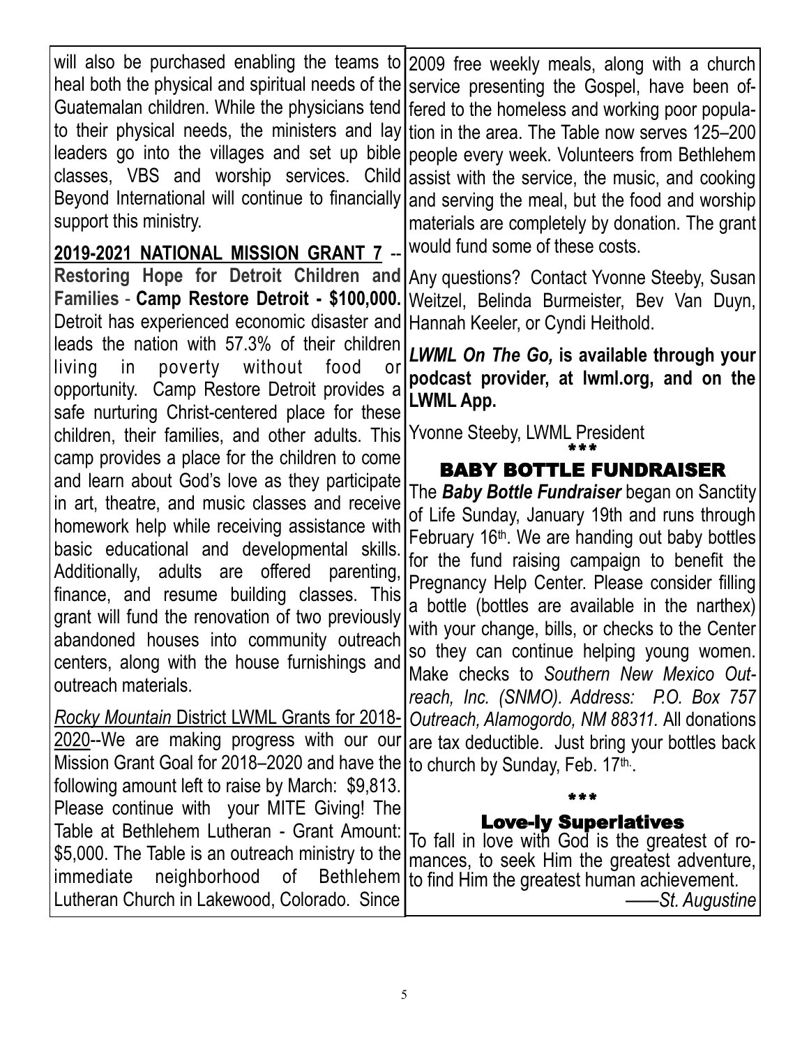will also be purchased enabling the teams to heal both the physical and spiritual needs of the Guatemalan children. While the physicians tend to their physical needs, the ministers and lay leaders go into the villages and set up bible classes, VBS and worship services. Child Beyond International will continue to financially support this ministry.

**2019-2021 NATIONAL MISSION GRANT 7** -- **Restoring Hope for Detroit Children and Families** - **Camp Restore Detroit - $100,000.** Detroit has experienced economic disaster and leads the nation with 57.3% of their children living in poverty without food or opportunity. Camp Restore Detroit provides a safe nurturing Christ-centered place for these children, their families, and other adults. This camp provides a place for the children to come and learn about God's love as they participate in art, theatre, and music classes and receive homework help while receiving assistance with basic educational and developmental skills. Additionally, adults are offered parenting, finance, and resume building classes. This grant will fund the renovation of two previously abandoned houses into community outreach centers, along with the house furnishings and outreach materials.

*Rocky Mountain* District LWML Grants for 2018-2020--We are making progress with our our Mission Grant Goal for 2018–2020 and have the following amount left to raise by March: $9,813. Please continue with your MITE Giving! The Table at Bethlehem Lutheran - Grant Amount: $5,000. The Table is an outreach ministry to the immediate neighborhood of Bethlehem Lutheran Church in Lakewood, Colorado. Since 2009 free weekly meals, along with a church service presenting the Gospel, have been offered to the homeless and working poor population in the area. The Table now serves 125–200 people every week. Volunteers from Bethlehem assist with the service, the music, and cooking and serving the meal, but the food and worship materials are completely by donation. The grant would fund some of these costs.

Any questions? Contact Yvonne Steeby, Susan Weitzel, Belinda Burmeister, Bev Van Duyn, Hannah Keeler, or Cyndi Heithold.

***LWML On The Go,* is available through your podcast provider, at lwml.org, and on the LWML App.**

Yvonne Steeby, LWML President

***

## BABY BOTTLE FUNDRAISER

The ***Baby Bottle Fundraiser*** began on Sanctity of Life Sunday, January 19th and runs through February 16th. We are handing out baby bottles for the fund raising campaign to benefit the Pregnancy Help Center. Please consider filling a bottle (bottles are available in the narthex) with your change, bills, or checks to the Center so they can continue helping young women. Make checks to *Southern New Mexico Outreach, Inc. (SNMO). Address: P.O. Box 757 Outreach, Alamogordo, NM 88311.* All donations are tax deductible. Just bring your bottles back to church by Sunday, Feb. 17th.

***

## Love-ly Superlatives

To fall in love with God is the greatest of romances, to seek Him the greatest adventure, to find Him the greatest human achievement.

——*St. Augustine*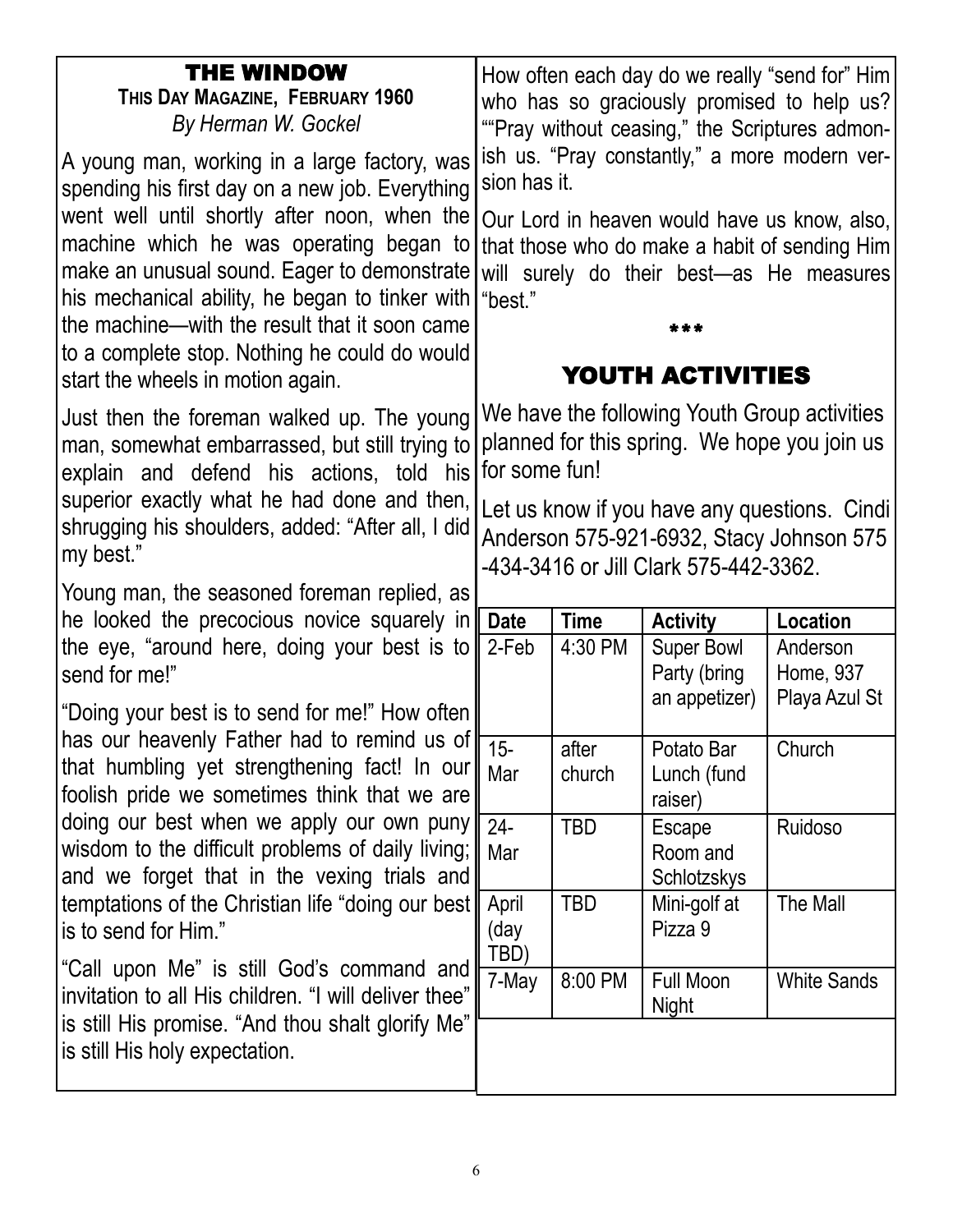## THE WINDOW

**THIS DAY MAGAZINE, FEBRUARY 1960**

*By Herman W. Gockel*

A young man, working in a large factory, was spending his first day on a new job. Everything went well until shortly after noon, when the machine which he was operating began to make an unusual sound. Eager to demonstrate his mechanical ability, he began to tinker with the machine—with the result that it soon came to a complete stop. Nothing he could do would start the wheels in motion again.

Just then the foreman walked up. The young man, somewhat embarrassed, but still trying to explain and defend his actions, told his superior exactly what he had done and then, shrugging his shoulders, added: "After all, I did my best."

Young man, the seasoned foreman replied, as he looked the precocious novice squarely in the eye, "around here, doing your best is to send for me!"

"Doing your best is to send for me!" How often has our heavenly Father had to remind us of that humbling yet strengthening fact! In our foolish pride we sometimes think that we are doing our best when we apply our own puny wisdom to the difficult problems of daily living; and we forget that in the vexing trials and temptations of the Christian life "doing our best is to send for Him."

"Call upon Me" is still God's command and invitation to all His children. "I will deliver thee" is still His promise. "And thou shalt glorify Me" is still His holy expectation.

How often each day do we really "send for" Him who has so graciously promised to help us? ""Pray without ceasing," the Scriptures admonish us. "Pray constantly," a more modern version has it.

Our Lord in heaven would have us know, also, that those who do make a habit of sending Him will surely do their best—as He measures "best."

***

## YOUTH ACTIVITIES

We have the following Youth Group activities planned for this spring. We hope you join us for some fun!

Let us know if you have any questions. Cindi Anderson 575-921-6932, Stacy Johnson 575-434-3416 or Jill Clark 575-442-3362.

| Date | Time | Activity | Location |
|---|---|---|---|
| 2-Feb | 4:30 PM | Super Bowl Party (bring an appetizer) | Anderson Home, 937 Playa Azul St |
| 15-Mar | after church | Potato Bar Lunch (fund raiser) | Church |
| 24-Mar | TBD | Escape Room and Schlotzskys | Ruidoso |
| April (day TBD) | TBD | Mini-golf at Pizza 9 | The Mall |
| 7-May | 8:00 PM | Full Moon Night | White Sands |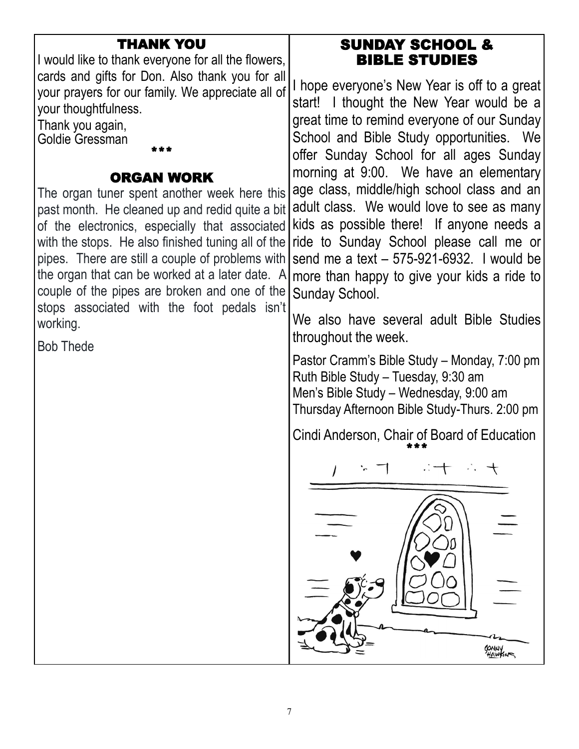## THANK YOU

I would like to thank everyone for all the flowers, cards and gifts for Don. Also thank you for all your prayers for our family. We appreciate all of your thoughtfulness.

Thank you again,
Goldie Gressman

***

## ORGAN WORK

The organ tuner spent another week here this past month. He cleaned up and redid quite a bit of the electronics, especially that associated with the stops. He also finished tuning all of the pipes. There are still a couple of problems with the organ that can be worked at a later date. A couple of the pipes are broken and one of the stops associated with the foot pedals isn't working.

Bob Thede

## SUNDAY SCHOOL & BIBLE STUDIES

I hope everyone's New Year is off to a great start! I thought the New Year would be a great time to remind everyone of our Sunday School and Bible Study opportunities. We offer Sunday School for all ages Sunday morning at 9:00. We have an elementary age class, middle/high school class and an adult class. We would love to see as many kids as possible there! If anyone needs a ride to Sunday School please call me or send me a text – 575-921-6932. I would be more than happy to give your kids a ride to Sunday School.

We also have several adult Bible Studies throughout the week.

Pastor Cramm's Bible Study – Monday, 7:00 pm
Ruth Bible Study – Tuesday, 9:30 am
Men's Bible Study – Wednesday, 9:00 am
Thursday Afternoon Bible Study-Thurs. 2:00 pm

Cindi Anderson, Chair of Board of Education

***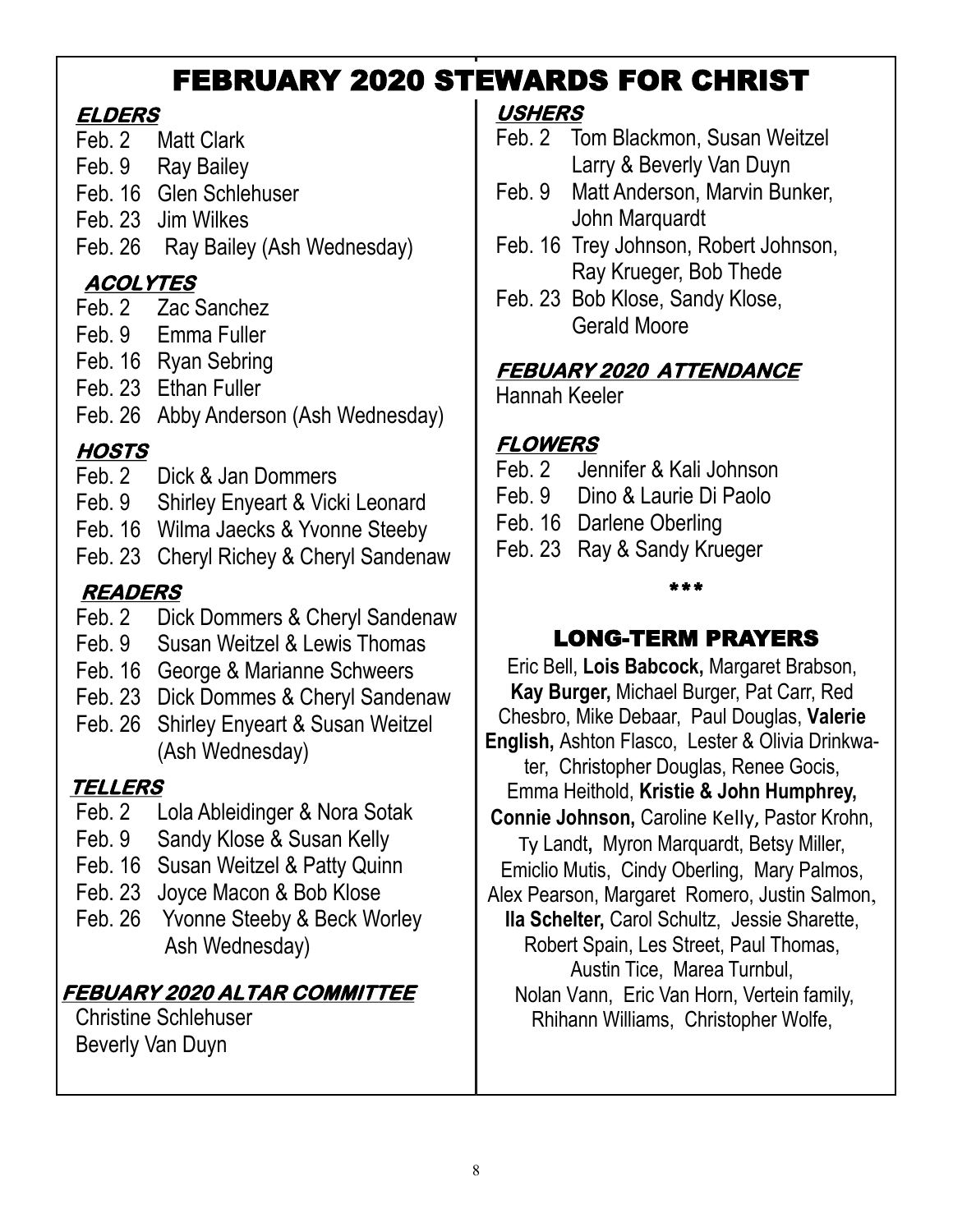# FEBRUARY 2020 STEWARDS FOR CHRIST

## ***ELDERS***

Feb. 2 Matt Clark
Feb. 9 Ray Bailey
Feb. 16 Glen Schlehuser
Feb. 23 Jim Wilkes
Feb. 26 Ray Bailey (Ash Wednesday)

## ***ACOLYTES***

Feb. 2 Zac Sanchez
Feb. 9 Emma Fuller
Feb. 16 Ryan Sebring
Feb. 23 Ethan Fuller
Feb. 26 Abby Anderson (Ash Wednesday)

## ***HOSTS***

Feb. 2 Dick & Jan Dommers
Feb. 9 Shirley Enyeart & Vicki Leonard
Feb. 16 Wilma Jaecks & Yvonne Steeby
Feb. 23 Cheryl Richey & Cheryl Sandenaw

## ***READERS***

Feb. 2 Dick Dommers & Cheryl Sandenaw
Feb. 9 Susan Weitzel & Lewis Thomas
Feb. 16 George & Marianne Schweers
Feb. 23 Dick Dommes & Cheryl Sandenaw
Feb. 26 Shirley Enyeart & Susan Weitzel (Ash Wednesday)

## ***TELLERS***

Feb. 2 Lola Ableidinger & Nora Sotak
Feb. 9 Sandy Klose & Susan Kelly
Feb. 16 Susan Weitzel & Patty Quinn
Feb. 23 Joyce Macon & Bob Klose
Feb. 26 Yvonne Steeby & Beck Worley Ash Wednesday)

## ***FEBUARY 2020 ALTAR COMMITTEE***

Christine Schlehuser
Beverly Van Duyn

## ***USHERS***

Feb. 2 Tom Blackmon, Susan Weitzel Larry & Beverly Van Duyn
Feb. 9 Matt Anderson, Marvin Bunker, John Marquardt
Feb. 16 Trey Johnson, Robert Johnson, Ray Krueger, Bob Thede
Feb. 23 Bob Klose, Sandy Klose, Gerald Moore

## ***FEBUARY 2020 ATTENDANCE***

Hannah Keeler

## ***FLOWERS***

Feb. 2 Jennifer & Kali Johnson
Feb. 9 Dino & Laurie Di Paolo
Feb. 16 Darlene Oberling
Feb. 23 Ray & Sandy Krueger

***

## LONG-TERM PRAYERS

Eric Bell, **Lois Babcock,** Margaret Brabson, **Kay Burger,** Michael Burger, Pat Carr, Red Chesbro, Mike Debaar, Paul Douglas, **Valerie English,** Ashton Flasco, Lester & Olivia Drinkwater, Christopher Douglas, Renee Gocis, Emma Heithold, **Kristie & John Humphrey, Connie Johnson,** Caroline Kelly, Pastor Krohn, Ty Landt, Myron Marquardt, Betsy Miller, Emiclio Mutis, Cindy Oberling, Mary Palmos, Alex Pearson, Margaret Romero, Justin Salmon, **Ila Schelter,** Carol Schultz, Jessie Sharette, Robert Spain, Les Street, Paul Thomas, Austin Tice, Marea Turnbul, Nolan Vann, Eric Van Horn, Vertein family, Rhihann Williams, Christopher Wolfe,